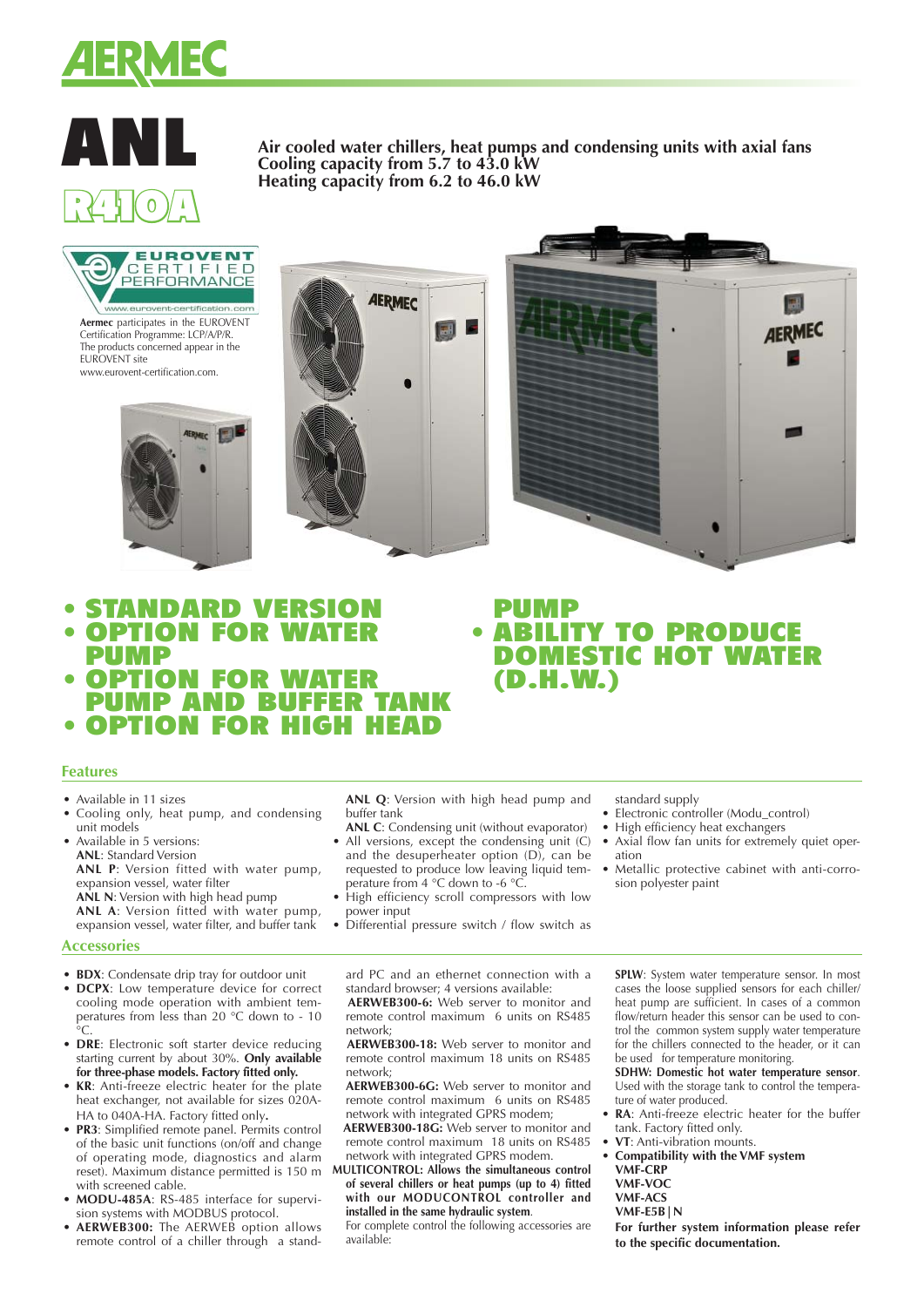# ANL

## R410A

**Air cooled water chillers, heat pumps and condensing units with axial fans**
**Cooling capacity from 5.7 to 43.0 kW**
**Heating capacity from 6.2 to 46.0 kW**

EUROVENT CERTIFIED PERFORMANCE
www.eurovent-certification.com

**Aermec** participates in the EUROVENT Certification Programme: LCP/A/P/R. The products concerned appear in the EUROVENT site www.eurovent-certification.com.

- **STANDARD VERSION**
- **OPTION FOR WATER PUMP**
- **OPTION FOR WATER PUMP AND BUFFER TANK**
- **OPTION FOR HIGH HEAD PUMP**
- **ABILITY TO PRODUCE DOMESTIC HOT WATER (D.H.W.)**

## Features

- Available in 11 sizes
- Cooling only, heat pump, and condensing unit models
- Available in 5 versions:
  **ANL**: Standard Version
  **ANL P**: Version fitted with water pump, expansion vessel, water filter
  **ANL N**: Version with high head pump
  **ANL A**: Version fitted with water pump, expansion vessel, water filter, and buffer tank
  **ANL Q**: Version with high head pump and buffer tank
  **ANL C**: Condensing unit (without evaporator)
- All versions, except the condensing unit (C) and the desuperheater option (D), can be requested to produce low leaving liquid temperature from 4 °C down to -6 °C.
- High efficiency scroll compressors with low power input
- Differential pressure switch / flow switch as standard supply
- Electronic controller (Modu_control)
- High efficiency heat exchangers
- Axial flow fan units for extremely quiet operation
- Metallic protective cabinet with anti-corrosion polyester paint

## Accessories

- **BDX**: Condensate drip tray for outdoor unit
- **DCPX**: Low temperature device for correct cooling mode operation with ambient temperatures from less than 20 °C down to - 10 °C.
- **DRE**: Electronic soft starter device reducing starting current by about 30%. **Only available for three-phase models. Factory fitted only.**
- **KR**: Anti-freeze electric heater for the plate heat exchanger, not available for sizes 020A-HA to 040A-HA. Factory fitted only**.**
- **PR3**: Simplified remote panel. Permits control of the basic unit functions (on/off and change of operating mode, diagnostics and alarm reset). Maximum distance permitted is 150 m with screened cable.
- **MODU-485A**: RS-485 interface for supervision systems with MODBUS protocol.
- **AERWEB300:** The AERWEB option allows remote control of a chiller through a standard PC and an ethernet connection with a standard browser; 4 versions available:
  **AERWEB300-6:** Web server to monitor and remote control maximum 6 units on RS485 network;
  **AERWEB300-18:** Web server to monitor and remote control maximum 18 units on RS485 network;
  **AERWEB300-6G:** Web server to monitor and remote control maximum 6 units on RS485 network with integrated GPRS modem;
  **AERWEB300-18G:** Web server to monitor and remote control maximum 18 units on RS485 network with integrated GPRS modem.

**MULTICONTROL: Allows the simultaneous control of several chillers or heat pumps (up to 4) fitted with our MODUCONTROL controller and installed in the same hydraulic system.**
For complete control the following accessories are available:

**SPLW**: System water temperature sensor. In most cases the loose supplied sensors for each chiller/heat pump are sufficient. In cases of a common flow/return header this sensor can be used to control the common system supply water temperature for the chillers connected to the header, or it can be used for temperature monitoring.
**SDHW: Domestic hot water temperature sensor**. Used with the storage tank to control the temperature of water produced.

- **RA**: Anti-freeze electric heater for the buffer tank. Factory fitted only.
- **VT**: Anti-vibration mounts.
- **Compatibility with the VMF system**
  **VMF-CRP**
  **VMF-VOC**
  **VMF-ACS**
  **VMF-E5B|N**
  **For further system information please refer to the specific documentation.**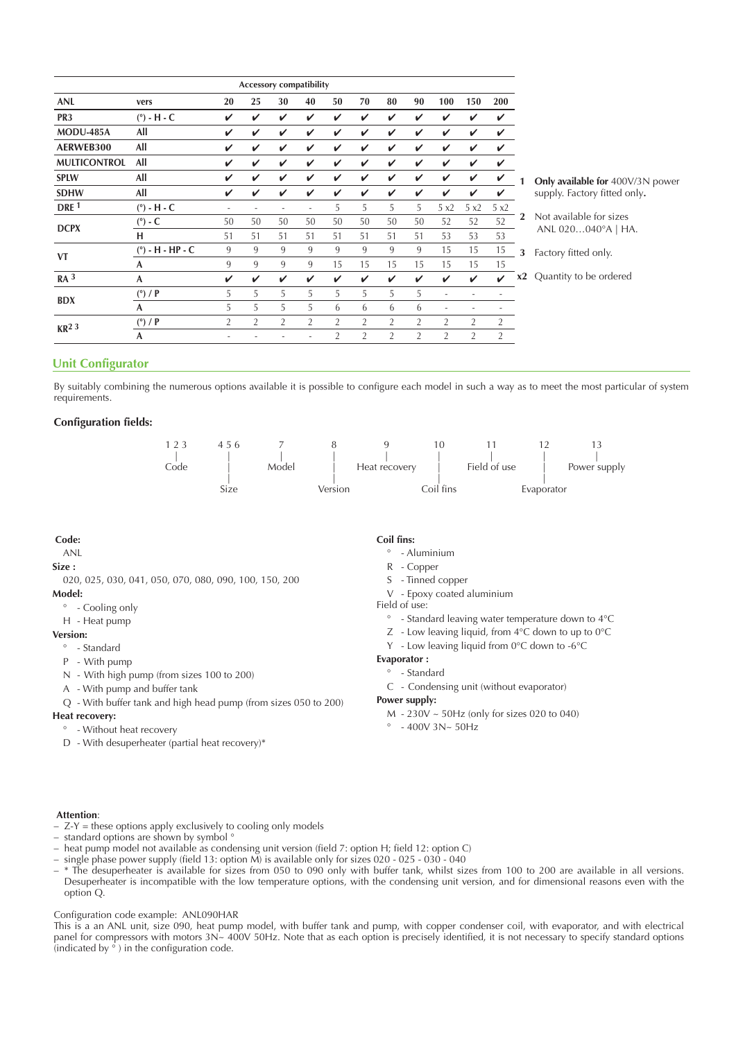| ANL | vers | 20 | 25 | 30 | 40 | 50 | 70 | 80 | 90 | 100 | 150 | 200 |
|---|---|---|---|---|---|---|---|---|---|---|---|---|
| | | **Accessory compatibility** | | | | | | | | | | |
| PR3 | (°) - H - C | ✔ | ✔ | ✔ | ✔ | ✔ | ✔ | ✔ | ✔ | ✔ | ✔ | ✔ |
| MODU-485A | All | ✔ | ✔ | ✔ | ✔ | ✔ | ✔ | ✔ | ✔ | ✔ | ✔ | ✔ |
| AERWEB300 | All | ✔ | ✔ | ✔ | ✔ | ✔ | ✔ | ✔ | ✔ | ✔ | ✔ | ✔ |
| MULTICONTROL | All | ✔ | ✔ | ✔ | ✔ | ✔ | ✔ | ✔ | ✔ | ✔ | ✔ | ✔ |
| SPLW | All | ✔ | ✔ | ✔ | ✔ | ✔ | ✔ | ✔ | ✔ | ✔ | ✔ | ✔ |
| SDHW | All | ✔ | ✔ | ✔ | ✔ | ✔ | ✔ | ✔ | ✔ | ✔ | ✔ | ✔ |
| DRE [1] | (°) - H - C | - | - | - | - | 5 | 5 | 5 | 5 | 5 x2 | 5 x2 | 5 x2 |
| DCPX | (°) - C | 50 | 50 | 50 | 50 | 50 | 50 | 50 | 50 | 52 | 52 | 52 |
| | H | 51 | 51 | 51 | 51 | 51 | 51 | 51 | 51 | 53 | 53 | 53 |
| VT | (°) - H - HP - C | 9 | 9 | 9 | 9 | 9 | 9 | 9 | 9 | 15 | 15 | 15 |
| | A | 9 | 9 | 9 | 9 | 15 | 15 | 15 | 15 | 15 | 15 | 15 |
| RA [3] | A | ✔ | ✔ | ✔ | ✔ | ✔ | ✔ | ✔ | ✔ | ✔ | ✔ | ✔ |
| BDX | (°) / P | 5 | 5 | 5 | 5 | 5 | 5 | 5 | 5 | - | - | - |
| | A | 5 | 5 | 5 | 5 | 6 | 6 | 6 | 6 | - | - | - |
| KR [2 3] | (°) / P | 2 | 2 | 2 | 2 | 2 | 2 | 2 | 2 | 2 | 2 | 2 |
| | A | - | - | - | - | 2 | 2 | 2 | 2 | 2 | 2 | 2 |

**1** **Only available for** 400V/3N power supply. Factory fitted only**.**

**2** Not available for sizes ANL 020…040°A | HA.

**3** Factory fitted only.

**x2** Quantity to be ordered

## Unit Configurator

By suitably combining the numerous options available it is possible to configure each model in such a way as to meet the most particular of system requirements.

### Configuration fields:

| 1 2 3 | 4 5 6 | 7 | 8 | 9 | 10 | 11 | 12 | 13 |
|---|---|---|---|---|---|---|---|---|
| Code | Size | Model | Version | Heat recovery | Coil fins | Field of use | Evaporator | Power supply |

**Code:**
ANL

**Size :**
020, 025, 030, 041, 050, 070, 080, 090, 100, 150, 200

**Model:**
- ° - Cooling only
- H - Heat pump

**Version:**
- ° - Standard
- P - With pump
- N - With high pump (from sizes 100 to 200)
- A - With pump and buffer tank
- Q - With buffer tank and high head pump (from sizes 050 to 200)

**Heat recovery:**
- ° - Without heat recovery
- D - With desuperheater (partial heat recovery)*

**Coil fins:**
- ° - Aluminium
- R - Copper
- S - Tinned copper
- V - Epoxy coated aluminium

Field of use:
- ° - Standard leaving water temperature down to 4°C
- Z - Low leaving liquid, from 4°C down to up to 0°C
- Y - Low leaving liquid from 0°C down to -6°C

**Evaporator :**
- ° - Standard
- C - Condensing unit (without evaporator)

**Power supply:**
- M - 230V ~ 50Hz (only for sizes 020 to 040)
- ° - 400V 3N~ 50Hz

**Attention**:
- Z-Y = these options apply exclusively to cooling only models
- standard options are shown by symbol °
- heat pump model not available as condensing unit version (field 7: option H; field 12: option C)
- single phase power supply (field 13: option M) is available only for sizes 020 - 025 - 030 - 040
- * The desuperheater is available for sizes from 050 to 090 only with buffer tank, whilst sizes from 100 to 200 are available in all versions. Desuperheater is incompatible with the low temperature options, with the condensing unit version, and for dimensional reasons even with the option Q.

Configuration code example: ANL090HAR
This is a an ANL unit, size 090, heat pump model, with buffer tank and pump, with copper condenser coil, with evaporator, and with electrical panel for compressors with motors 3N~ 400V 50Hz. Note that as each option is precisely identified, it is not necessary to specify standard options (indicated by ° ) in the configuration code.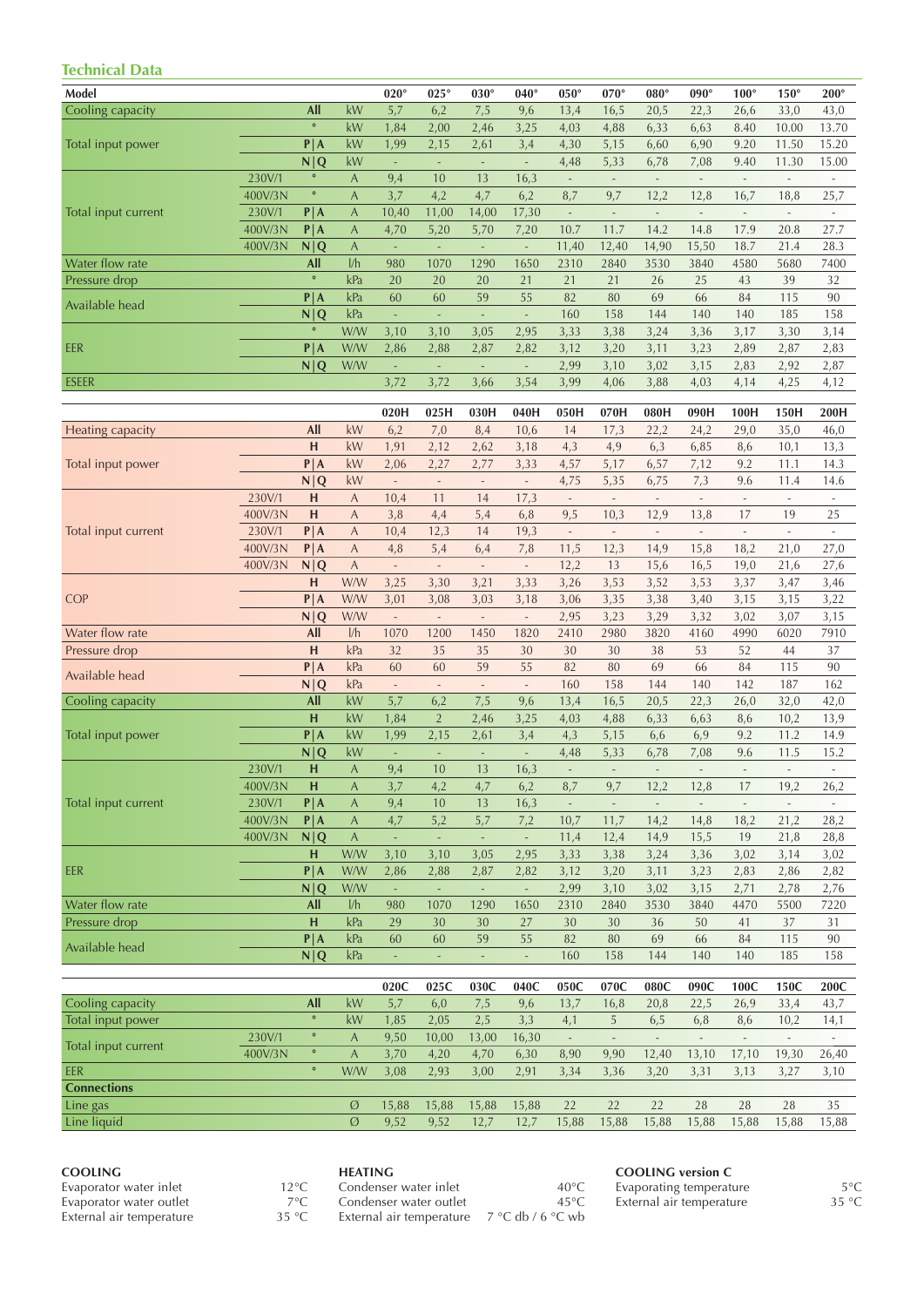## Technical Data

| Model | | | | 020° | 025° | 030° | 040° | 050° | 070° | 080° | 090° | 100° | 150° | 200° |
|---|---|---|---|---|---|---|---|---|---|---|---|---|---|---|
| Cooling capacity | | All | kW | 5,7 | 6,2 | 7,5 | 9,6 | 13,4 | 16,5 | 20,5 | 22,3 | 26,6 | 33,0 | 43,0 |
| Total input power | | ° | kW | 1,84 | 2,00 | 2,46 | 3,25 | 4,03 | 4,88 | 6,33 | 6,63 | 8.40 | 10.00 | 13.70 |
| | | P\|A | kW | 1,99 | 2,15 | 2,61 | 3,4 | 4,30 | 5,15 | 6,60 | 6,90 | 9.20 | 11.50 | 15.20 |
| | | N\|Q | kW | - | - | - | - | 4,48 | 5,33 | 6,78 | 7,08 | 9.40 | 11.30 | 15.00 |
| Total input current | 230V/1 | ° | A | 9,4 | 10 | 13 | 16,3 | - | - | - | - | - | - | - |
| | 400V/3N | ° | A | 3,7 | 4,2 | 4,7 | 6,2 | 8,7 | 9,7 | 12,2 | 12,8 | 16,7 | 18,8 | 25,7 |
| | 230V/1 | P\|A | A | 10,40 | 11,00 | 14,00 | 17,30 | - | - | - | - | - | - | - |
| | 400V/3N | P\|A | A | 4,70 | 5,20 | 5,70 | 7,20 | 10.7 | 11.7 | 14.2 | 14.8 | 17.9 | 20.8 | 27.7 |
| | 400V/3N | N\|Q | A | - | - | - | - | 11,40 | 12,40 | 14,90 | 15,50 | 18.7 | 21.4 | 28.3 |
| Water flow rate | | All | l/h | 980 | 1070 | 1290 | 1650 | 2310 | 2840 | 3530 | 3840 | 4580 | 5680 | 7400 |
| Pressure drop | | ° | kPa | 20 | 20 | 20 | 21 | 21 | 21 | 26 | 25 | 43 | 39 | 32 |
| Available head | | P\|A | kPa | 60 | 60 | 59 | 55 | 82 | 80 | 69 | 66 | 84 | 115 | 90 |
| | | N\|Q | kPa | - | - | - | - | 160 | 158 | 144 | 140 | 140 | 185 | 158 |
| EER | | ° | W/W | 3,10 | 3,10 | 3,05 | 2,95 | 3,33 | 3,38 | 3,24 | 3,36 | 3,17 | 3,30 | 3,14 |
| | | P\|A | W/W | 2,86 | 2,88 | 2,87 | 2,82 | 3,12 | 3,20 | 3,11 | 3,23 | 2,89 | 2,87 | 2,83 |
| | | N\|Q | W/W | - | - | - | - | 2,99 | 3,10 | 3,02 | 3,15 | 2,83 | 2,92 | 2,87 |
| ESEER | | | | 3,72 | 3,72 | 3,66 | 3,54 | 3,99 | 4,06 | 3,88 | 4,03 | 4,14 | 4,25 | 4,12 |

| | | | | 020H | 025H | 030H | 040H | 050H | 070H | 080H | 090H | 100H | 150H | 200H |
|---|---|---|---|---|---|---|---|---|---|---|---|---|---|---|
| Heating capacity | | All | kW | 6,2 | 7,0 | 8,4 | 10,6 | 14 | 17,3 | 22,2 | 24,2 | 29,0 | 35,0 | 46,0 |
| Total input power | | H | kW | 1,91 | 2,12 | 2,62 | 3,18 | 4,3 | 4,9 | 6,3 | 6,85 | 8,6 | 10,1 | 13,3 |
| | | P\|A | kW | 2,06 | 2,27 | 2,77 | 3,33 | 4,57 | 5,17 | 6,57 | 7,12 | 9.2 | 11.1 | 14.3 |
| | | N\|Q | kW | - | - | - | - | 4,75 | 5,35 | 6,75 | 7,3 | 9.6 | 11.4 | 14.6 |
| Total input current | 230V/1 | H | A | 10,4 | 11 | 14 | 17,3 | - | - | - | - | - | - | - |
| | 400V/3N | H | A | 3,8 | 4,4 | 5,4 | 6,8 | 9,5 | 10,3 | 12,9 | 13,8 | 17 | 19 | 25 |
| | 230V/1 | P\|A | A | 10,4 | 12,3 | 14 | 19,3 | - | - | - | - | - | - | - |
| | 400V/3N | P\|A | A | 4,8 | 5,4 | 6,4 | 7,8 | 11,5 | 12,3 | 14,9 | 15,8 | 18,2 | 21,0 | 27,0 |
| | 400V/3N | N\|Q | A | - | - | - | - | 12,2 | 13 | 15,6 | 16,5 | 19,0 | 21,6 | 27,6 |
| COP | | H | W/W | 3,25 | 3,30 | 3,21 | 3,33 | 3,26 | 3,53 | 3,52 | 3,53 | 3,37 | 3,47 | 3,46 |
| | | P\|A | W/W | 3,01 | 3,08 | 3,03 | 3,18 | 3,06 | 3,35 | 3,38 | 3,40 | 3,15 | 3,15 | 3,22 |
| | | N\|Q | W/W | - | - | - | - | 2,95 | 3,23 | 3,29 | 3,32 | 3,02 | 3,07 | 3,15 |
| Water flow rate | | All | l/h | 1070 | 1200 | 1450 | 1820 | 2410 | 2980 | 3820 | 4160 | 4990 | 6020 | 7910 |
| Pressure drop | | H | kPa | 32 | 35 | 35 | 30 | 30 | 30 | 38 | 53 | 52 | 44 | 37 |
| Available head | | P\|A | kPa | 60 | 60 | 59 | 55 | 82 | 80 | 69 | 66 | 84 | 115 | 90 |
| | | N\|Q | kPa | - | - | - | - | 160 | 158 | 144 | 140 | 142 | 187 | 162 |
| Cooling capacity | | All | kW | 5,7 | 6,2 | 7,5 | 9,6 | 13,4 | 16,5 | 20,5 | 22,3 | 26,0 | 32,0 | 42,0 |
| Total input power | | H | kW | 1,84 | 2 | 2,46 | 3,25 | 4,03 | 4,88 | 6,33 | 6,63 | 8,6 | 10,2 | 13,9 |
| | | P\|A | kW | 1,99 | 2,15 | 2,61 | 3,4 | 4,3 | 5,15 | 6,6 | 6,9 | 9.2 | 11.2 | 14.9 |
| | | N\|Q | kW | - | - | - | - | 4,48 | 5,33 | 6,78 | 7,08 | 9.6 | 11.5 | 15.2 |
| Total input current | 230V/1 | H | A | 9,4 | 10 | 13 | 16,3 | - | - | - | - | - | - | - |
| | 400V/3N | H | A | 3,7 | 4,2 | 4,7 | 6,2 | 8,7 | 9,7 | 12,2 | 12,8 | 17 | 19,2 | 26,2 |
| | 230V/1 | P\|A | A | 9,4 | 10 | 13 | 16,3 | - | - | - | - | - | - | - |
| | 400V/3N | P\|A | A | 4,7 | 5,2 | 5,7 | 7,2 | 10,7 | 11,7 | 14,2 | 14,8 | 18,2 | 21,2 | 28,2 |
| | 400V/3N | N\|Q | A | - | - | - | - | 11,4 | 12,4 | 14,9 | 15,5 | 19 | 21,8 | 28,8 |
| EER | | H | W/W | 3,10 | 3,10 | 3,05 | 2,95 | 3,33 | 3,38 | 3,24 | 3,36 | 3,02 | 3,14 | 3,02 |
| | | P\|A | W/W | 2,86 | 2,88 | 2,87 | 2,82 | 3,12 | 3,20 | 3,11 | 3,23 | 2,83 | 2,86 | 2,82 |
| | | N\|Q | W/W | - | - | - | - | 2,99 | 3,10 | 3,02 | 3,15 | 2,71 | 2,78 | 2,76 |
| Water flow rate | | All | l/h | 980 | 1070 | 1290 | 1650 | 2310 | 2840 | 3530 | 3840 | 4470 | 5500 | 7220 |
| Pressure drop | | H | kPa | 29 | 30 | 30 | 27 | 30 | 30 | 36 | 50 | 41 | 37 | 31 |
| Available head | | P\|A | kPa | 60 | 60 | 59 | 55 | 82 | 80 | 69 | 66 | 84 | 115 | 90 |
| | | N\|Q | kPa | - | - | - | - | 160 | 158 | 144 | 140 | 140 | 185 | 158 |

| | | | | 020C | 025C | 030C | 040C | 050C | 070C | 080C | 090C | 100C | 150C | 200C |
|---|---|---|---|---|---|---|---|---|---|---|---|---|---|---|
| Cooling capacity | | All | kW | 5,7 | 6,0 | 7,5 | 9,6 | 13,7 | 16,8 | 20,8 | 22,5 | 26,9 | 33,4 | 43,7 |
| Total input power | | ° | kW | 1,85 | 2,05 | 2,5 | 3,3 | 4,1 | 5 | 6,5 | 6,8 | 8,6 | 10,2 | 14,1 |
| Total input current | 230V/1 | ° | A | 9,50 | 10,00 | 13,00 | 16,30 | - | - | - | - | - | - | - |
| | 400V/3N | ° | A | 3,70 | 4,20 | 4,70 | 6,30 | 8,90 | 9,90 | 12,40 | 13,10 | 17,10 | 19,30 | 26,40 |
| EER | | ° | W/W | 3,08 | 2,93 | 3,00 | 2,91 | 3,34 | 3,36 | 3,20 | 3,31 | 3,13 | 3,27 | 3,10 |
| **Connections** | | | | | | | | | | | | | | |
| Line gas | | | Ø | 15,88 | 15,88 | 15,88 | 15,88 | 22 | 22 | 22 | 28 | 28 | 28 | 35 |
| Line liquid | | | Ø | 9,52 | 9,52 | 12,7 | 12,7 | 15,88 | 15,88 | 15,88 | 15,88 | 15,88 | 15,88 | 15,88 |

**COOLING**

| | |
|---|---|
| Evaporator water inlet | 12°C |
| Evaporator water outlet | 7°C |
| External air temperature | 35 °C |

**HEATING**

| | |
|---|---|
| Condenser water inlet | 40°C |
| Condenser water outlet | 45°C |
| External air temperature | 7 °C db / 6 °C wb |

**COOLING version C**

| | |
|---|---|
| Evaporating temperature | 5°C |
| External air temperature | 35 °C |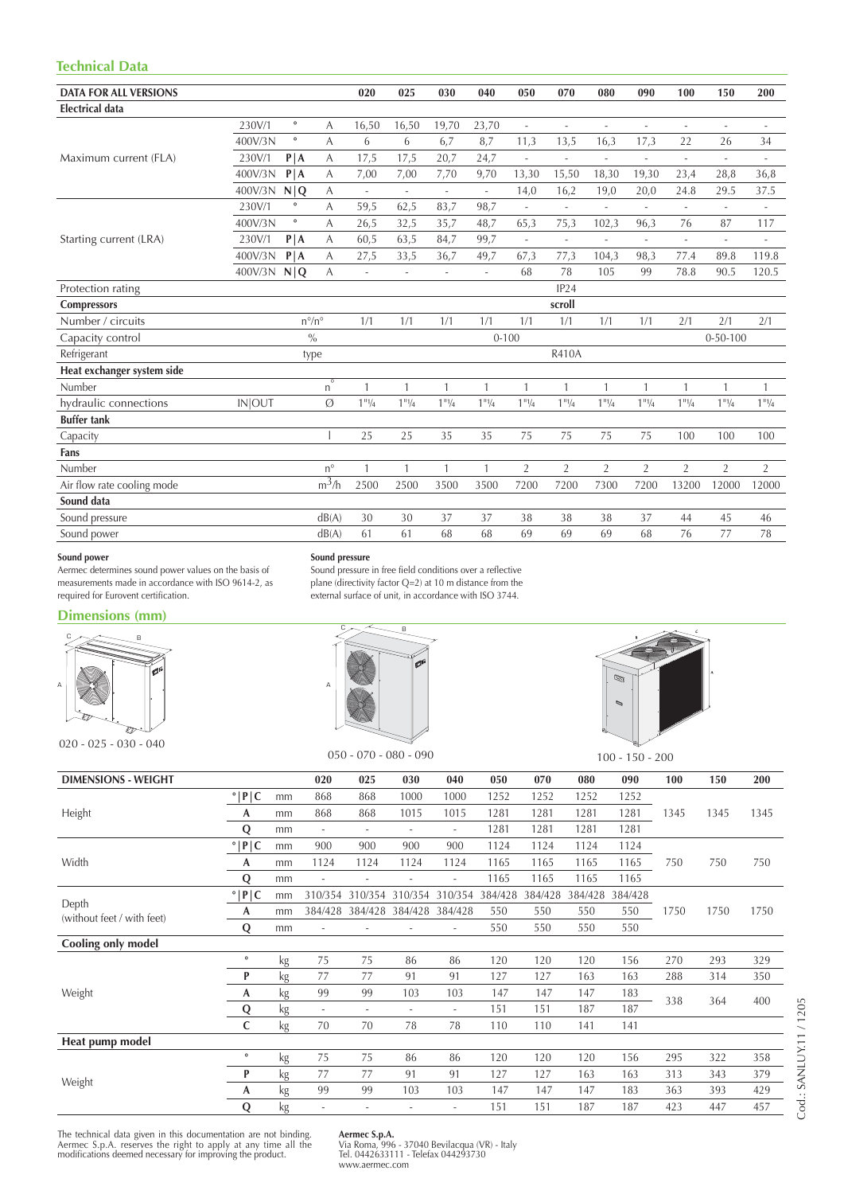## Technical Data

| DATA FOR ALL VERSIONS | | | | 020 | 025 | 030 | 040 | 050 | 070 | 080 | 090 | 100 | 150 | 200 |
|---|---|---|---|---|---|---|---|---|---|---|---|---|---|---|
| **Electrical data** | | | | | | | | | | | | | | |
| Maximum current (FLA) | 230V/1 | ° | A | 16,50 | 16,50 | 19,70 | 23,70 | - | - | - | - | - | - | - |
| | 400V/3N | ° | A | 6 | 6 | 6,7 | 8,7 | 11,3 | 13,5 | 16,3 | 17,3 | 22 | 26 | 34 |
| | 230V/1 | P\|A | A | 17,5 | 17,5 | 20,7 | 24,7 | - | - | - | - | - | - | - |
| | 400V/3N | P\|A | A | 7,00 | 7,00 | 7,70 | 9,70 | 13,30 | 15,50 | 18,30 | 19,30 | 23,4 | 28,8 | 36,8 |
| | 400V/3N | N\|Q | A | - | - | - | - | 14,0 | 16,2 | 19,0 | 20,0 | 24.8 | 29.5 | 37.5 |
| Starting current (LRA) | 230V/1 | ° | A | 59,5 | 62,5 | 83,7 | 98,7 | - | - | - | - | - | - | - |
| | 400V/3N | ° | A | 26,5 | 32,5 | 35,7 | 48,7 | 65,3 | 75,3 | 102,3 | 96,3 | 76 | 87 | 117 |
| | 230V/1 | P\|A | A | 60,5 | 63,5 | 84,7 | 99,7 | - | - | - | - | - | - | - |
| | 400V/3N | P\|A | A | 27,5 | 33,5 | 36,7 | 49,7 | 67,3 | 77,3 | 104,3 | 98,3 | 77.4 | 89.8 | 119.8 |
| | 400V/3N | N\|Q | A | - | - | - | - | 68 | 78 | 105 | 99 | 78.8 | 90.5 | 120.5 |
| Protection rating | | | | IP24 | | | | | | | | | | |
| **Compressors** | | | | scroll | | | | | | | | | | |
| Number / circuits | | | n°/n° | 1/1 | 1/1 | 1/1 | 1/1 | 1/1 | 1/1 | 1/1 | 1/1 | 2/1 | 2/1 | 2/1 |
| Capacity control | | | % | 0-100 | | | | | | | | 0-50-100 | | |
| Refrigerant | | | type | R410A | | | | | | | | | | |
| **Heat exchanger system side** | | | | | | | | | | | | | | |
| Number | | | n° | 1 | 1 | 1 | 1 | 1 | 1 | 1 | 1 | 1 | 1 | 1 |
| hydraulic connections | IN\|OUT | | Ø | 1"1/4 | 1"1/4 | 1"1/4 | 1"1/4 | 1"1/4 | 1"1/4 | 1"1/4 | 1"1/4 | 1"1/4 | 1"1/4 | 1"1/4 |
| **Buffer tank** | | | | | | | | | | | | | | |
| Capacity | | | l | 25 | 25 | 35 | 35 | 75 | 75 | 75 | 75 | 100 | 100 | 100 |
| **Fans** | | | | | | | | | | | | | | |
| Number | | | n° | 1 | 1 | 1 | 1 | 2 | 2 | 2 | 2 | 2 | 2 | 2 |
| Air flow rate cooling mode | | | $m^3/h$ | 2500 | 2500 | 3500 | 3500 | 7200 | 7200 | 7300 | 7200 | 13200 | 12000 | 12000 |
| **Sound data** | | | | | | | | | | | | | | |
| Sound pressure | | | dB(A) | 30 | 30 | 37 | 37 | 38 | 38 | 38 | 37 | 44 | 45 | 46 |
| Sound power | | | dB(A) | 61 | 61 | 68 | 68 | 69 | 69 | 69 | 68 | 76 | 77 | 78 |

**Sound power**
Aermec determines sound power values on the basis of measurements made in accordance with ISO 9614-2, as required for Eurovent certification.

**Sound pressure**
Sound pressure in free field conditions over a reflective plane (directivity factor Q=2) at 10 m distance from the external surface of unit, in accordance with ISO 3744.

## Dimensions (mm)

020 - 025 - 030 - 040

050 - 070 - 080 - 090

100 - 150 - 200

| DIMENSIONS - WEIGHT | | | 020 | 025 | 030 | 040 | 050 | 070 | 080 | 090 | 100 | 150 | 200 |
|---|---|---|---|---|---|---|---|---|---|---|---|---|---|
| Height | °\|P\|C | mm | 868 | 868 | 1000 | 1000 | 1252 | 1252 | 1252 | 1252 | 1345 | 1345 | 1345 |
| | A | mm | 868 | 868 | 1015 | 1015 | 1281 | 1281 | 1281 | 1281 | | | |
| | Q | mm | - | - | - | - | 1281 | 1281 | 1281 | 1281 | | | |
| Width | °\|P\|C | mm | 900 | 900 | 900 | 900 | 1124 | 1124 | 1124 | 1124 | 750 | 750 | 750 |
| | A | mm | 1124 | 1124 | 1124 | 1124 | 1165 | 1165 | 1165 | 1165 | | | |
| | Q | mm | - | - | - | - | 1165 | 1165 | 1165 | 1165 | | | |
| Depth (without feet / with feet) | °\|P\|C | mm | 310/354 | 310/354 | 310/354 | 310/354 | 384/428 | 384/428 | 384/428 | 384/428 | 1750 | 1750 | 1750 |
| | A | mm | 384/428 | 384/428 | 384/428 | 384/428 | 550 | 550 | 550 | 550 | | | |
| | Q | mm | - | - | - | - | 550 | 550 | 550 | 550 | | | |
| **Cooling only model** | | | | | | | | | | | | | |
| Weight | ° | kg | 75 | 75 | 86 | 86 | 120 | 120 | 120 | 156 | 270 | 293 | 329 |
| | P | kg | 77 | 77 | 91 | 91 | 127 | 127 | 163 | 163 | 288 | 314 | 350 |
| | A | kg | 99 | 99 | 103 | 103 | 147 | 147 | 147 | 183 | 338 | 364 | 400 |
| | Q | kg | - | - | - | - | 151 | 151 | 187 | 187 | | | |
| | C | kg | 70 | 70 | 78 | 78 | 110 | 110 | 141 | 141 | | | |
| **Heat pump model** | | | | | | | | | | | | | |
| Weight | ° | kg | 75 | 75 | 86 | 86 | 120 | 120 | 120 | 156 | 295 | 322 | 358 |
| | P | kg | 77 | 77 | 91 | 91 | 127 | 127 | 163 | 163 | 313 | 343 | 379 |
| | A | kg | 99 | 99 | 103 | 103 | 147 | 147 | 147 | 183 | 363 | 393 | 429 |
| | Q | kg | - | - | - | - | 151 | 151 | 187 | 187 | 423 | 447 | 457 |

The technical data given in this documentation are not binding. Aermec S.p.A. reserves the right to apply at any time all the modifications deemed necessary for improving the product.

**Aermec S.p.A.**
Via Roma, 996 - 37040 Bevilacqua (VR) - Italy
Tel. 0442633111 - Telefax 044293730
www.aermec.com

Cod.: SANLUY11 / 1205